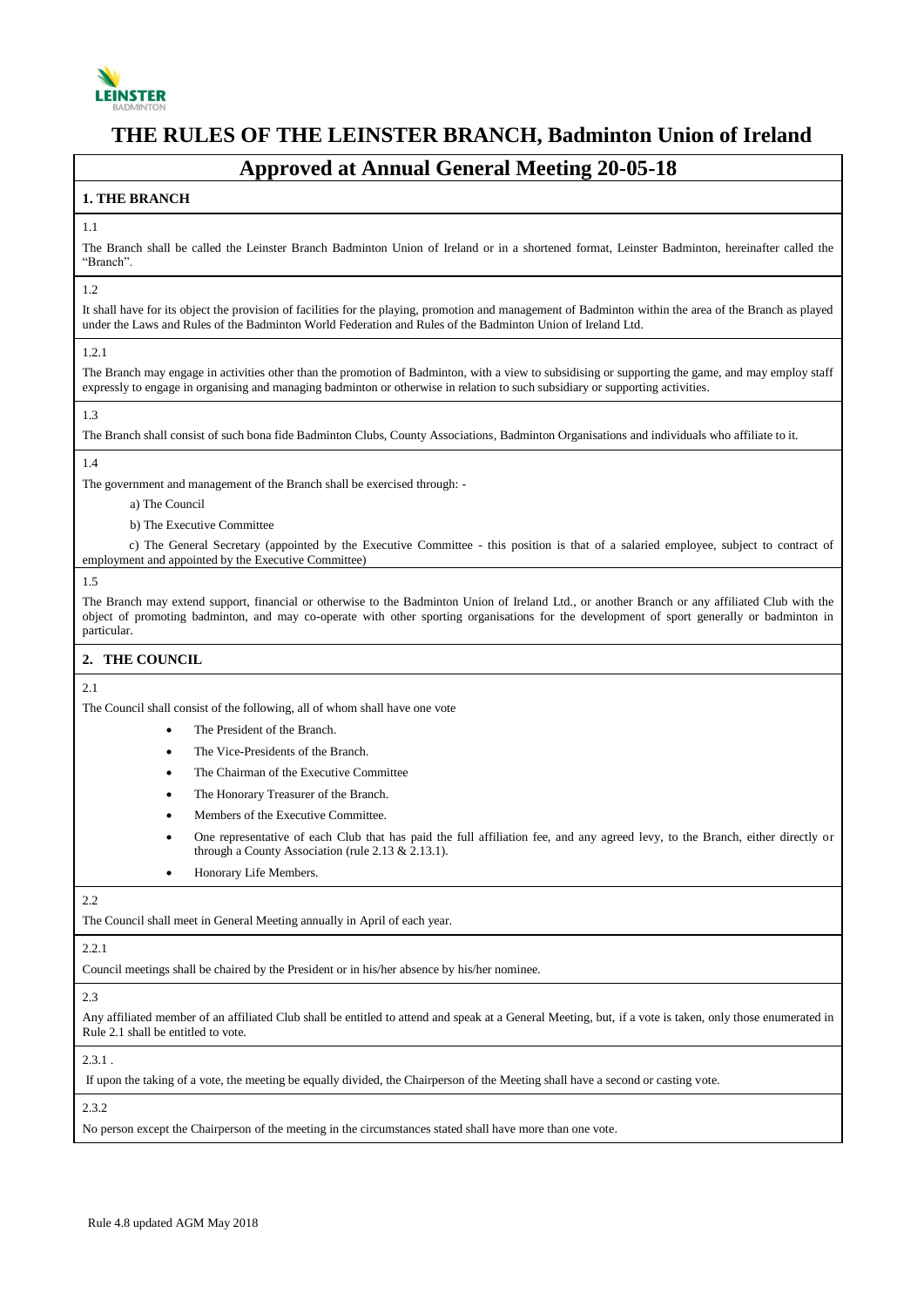# THE RULES OF THE LEINSTER BRANCH, Badminton Union of Ireland

## Approved at Annual General Meeting 20-05-18

### 1. THE BRANCH

1.1

The Branch shall be called the Leinster Branch Badminton Union of Ireland or in a shortened format, Leinster Badminton, hereinafter called the "Branch".

1.2

It shall have for its object the provision of facilities for the playing, promotion and management of Badminton within the area of the Branch as played under the Laws and Rules of the Badminton World Federation and Rules of the Badminton Union of Ireland Ltd.

1.2.1

The Branch may engage in activities other than the promotion of Badminton, with a view to subsidising or supporting the game, and may employ staff expressly to engage in organising and managing badminton or otherwise in relation to such subsidiary or supporting activities.

1.3

The Branch shall consist of such bona fide Badminton Clubs, County Associations, Badminton Organisations and individuals who affiliate to it.

1.4

The government and management of the Branch shall be exercised through: -

a) The Council

b) The Executive Committee

c) The General Secretary (appointed by the Executive Committee - this position is that of a salaried employee, subject to contract of employment and appointed by the Executive Committee)

1.5

The Branch may extend support, financial or otherwise to the Badminton Union of Ireland Ltd., or another Branch or any affiliated Club with the object of promoting badminton, and may co-operate with other sporting organisations for the development of sport generally or badminton in particular.

### 2. THE COUNCIL

2.1

The Council shall consist of the following, all of whom shall have one vote

- The President of the Branch.
- The Vice-Presidents of the Branch.
- The Chairman of the Executive Committee
- The Honorary Treasurer of the Branch.
- Members of the Executive Committee.
- One representative of each Club that has paid the full affiliation fee, and any agreed levy, to the Branch, either directly or through a County Association (rule 2.13 & 2.13.1).
- Honorary Life Members.

2.2

The Council shall meet in General Meeting annually in April of each year.

2.2.1

Council meetings shall be chaired by the President or in his/her absence by his/her nominee.

2.3

Any affiliated member of an affiliated Club shall be entitled to attend and speak at a General Meeting, but, if a vote is taken, only those enumerated in Rule 2.1 shall be entitled to vote.

2.3.1 .

If upon the taking of a vote, the meeting be equally divided, the Chairperson of the Meeting shall have a second or casting vote.

2.3.2

No person except the Chairperson of the meeting in the circumstances stated shall have more than one vote.

Rule 4.8 updated AGM May 2018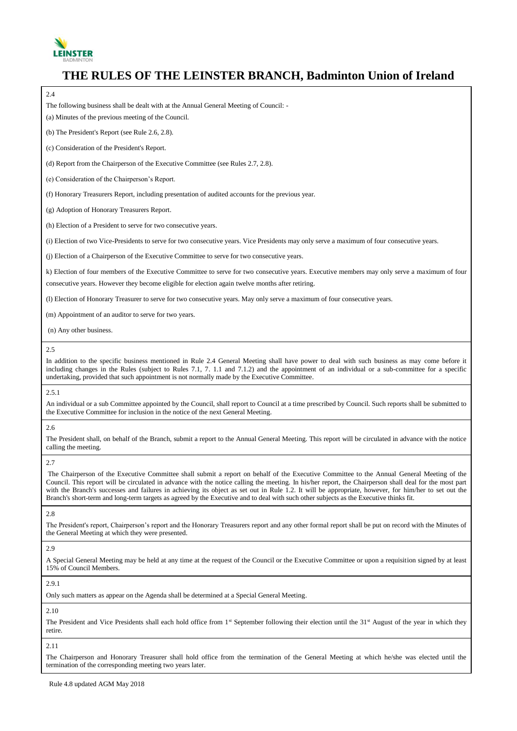# THE RULES OF THE LEINSTER BRANCH, Badminton Union of Ireland

2.4

The following business shall be dealt with at the Annual General Meeting of Council: -

(a) Minutes of the previous meeting of the Council.

(b) The President's Report (see Rule 2.6, 2.8).

(c) Consideration of the President's Report.

(d) Report from the Chairperson of the Executive Committee (see Rules 2.7, 2.8).

(e) Consideration of the Chairperson's Report.

(f) Honorary Treasurers Report, including presentation of audited accounts for the previous year.

(g) Adoption of Honorary Treasurers Report.

(h) Election of a President to serve for two consecutive years.

(i) Election of two Vice-Presidents to serve for two consecutive years. Vice Presidents may only serve a maximum of four consecutive years.

(j) Election of a Chairperson of the Executive Committee to serve for two consecutive years.

k) Election of four members of the Executive Committee to serve for two consecutive years. Executive members may only serve a maximum of four consecutive years. However they become eligible for election again twelve months after retiring.

(l) Election of Honorary Treasurer to serve for two consecutive years. May only serve a maximum of four consecutive years.

(m) Appointment of an auditor to serve for two years.

(n) Any other business.

2.5

In addition to the specific business mentioned in Rule 2.4 General Meeting shall have power to deal with such business as may come before it including changes in the Rules (subject to Rules 7.1, 7. 1.1 and 7.1.2) and the appointment of an individual or a sub-committee for a specific undertaking, provided that such appointment is not normally made by the Executive Committee.

2.5.1

An individual or a sub Committee appointed by the Council, shall report to Council at a time prescribed by Council. Such reports shall be submitted to the Executive Committee for inclusion in the notice of the next General Meeting.

2.6

The President shall, on behalf of the Branch, submit a report to the Annual General Meeting. This report will be circulated in advance with the notice calling the meeting.

2.7

The Chairperson of the Executive Committee shall submit a report on behalf of the Executive Committee to the Annual General Meeting of the Council. This report will be circulated in advance with the notice calling the meeting. In his/her report, the Chairperson shall deal for the most part with the Branch's successes and failures in achieving its object as set out in Rule 1.2. It will be appropriate, however, for him/her to set out the Branch's short-term and long-term targets as agreed by the Executive and to deal with such other subjects as the Executive thinks fit.

2.8

The President's report, Chairperson's report and the Honorary Treasurers report and any other formal report shall be put on record with the Minutes of the General Meeting at which they were presented.

2.9

A Special General Meeting may be held at any time at the request of the Council or the Executive Committee or upon a requisition signed by at least 15% of Council Members.

2.9.1

Only such matters as appear on the Agenda shall be determined at a Special General Meeting.

2.10

The President and Vice Presidents shall each hold office from 1st September following their election until the 31st August of the year in which they retire.

2.11

The Chairperson and Honorary Treasurer shall hold office from the termination of the General Meeting at which he/she was elected until the termination of the corresponding meeting two years later.

Rule 4.8 updated AGM May 2018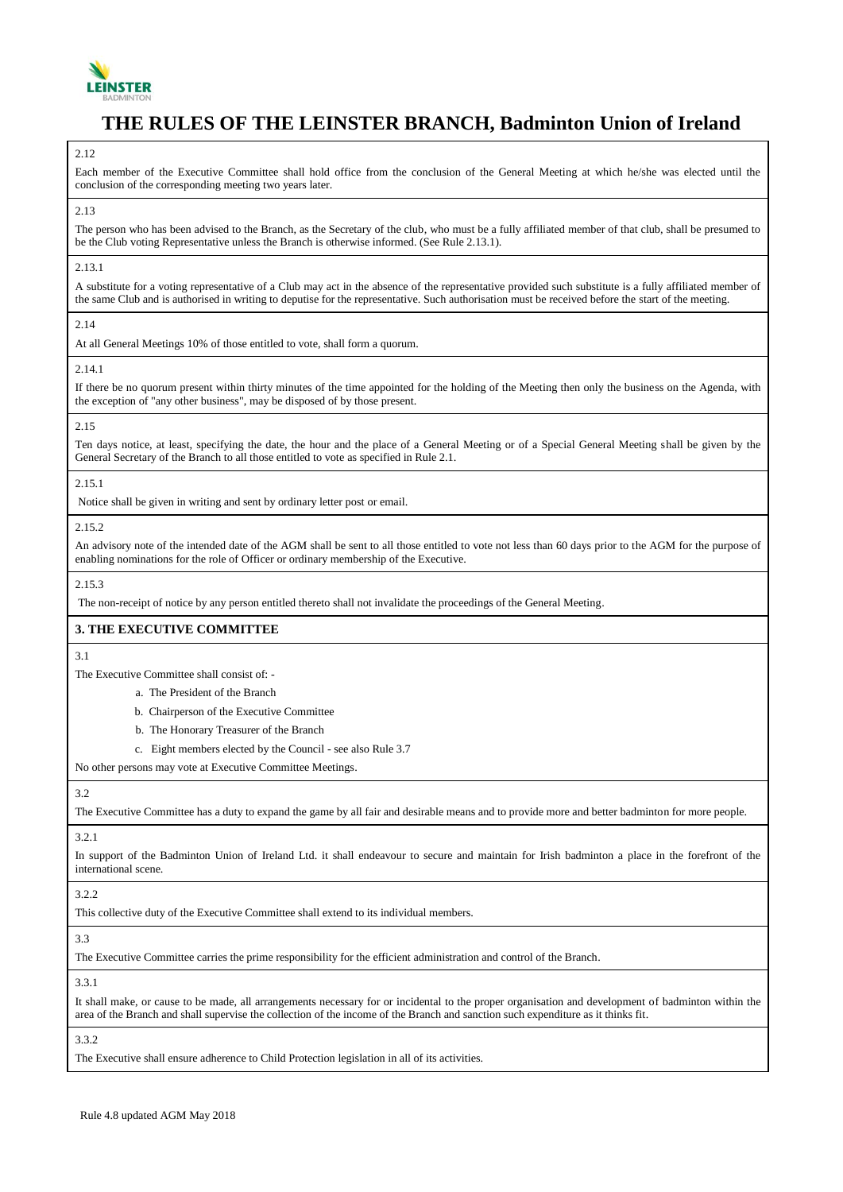# THE RULES OF THE LEINSTER BRANCH, Badminton Union of Ireland

2.12

Each member of the Executive Committee shall hold office from the conclusion of the General Meeting at which he/she was elected until the conclusion of the corresponding meeting two years later.

2.13

The person who has been advised to the Branch, as the Secretary of the club, who must be a fully affiliated member of that club, shall be presumed to be the Club voting Representative unless the Branch is otherwise informed. (See Rule 2.13.1).

2.13.1

A substitute for a voting representative of a Club may act in the absence of the representative provided such substitute is a fully affiliated member of the same Club and is authorised in writing to deputise for the representative. Such authorisation must be received before the start of the meeting.

2.14

At all General Meetings 10% of those entitled to vote, shall form a quorum.

2.14.1

If there be no quorum present within thirty minutes of the time appointed for the holding of the Meeting then only the business on the Agenda, with the exception of "any other business", may be disposed of by those present.

2.15

Ten days notice, at least, specifying the date, the hour and the place of a General Meeting or of a Special General Meeting shall be given by the General Secretary of the Branch to all those entitled to vote as specified in Rule 2.1.

2.15.1

Notice shall be given in writing and sent by ordinary letter post or email.

2.15.2

An advisory note of the intended date of the AGM shall be sent to all those entitled to vote not less than 60 days prior to the AGM for the purpose of enabling nominations for the role of Officer or ordinary membership of the Executive.

2.15.3

The non-receipt of notice by any person entitled thereto shall not invalidate the proceedings of the General Meeting.

## 3. THE EXECUTIVE COMMITTEE

3.1

The Executive Committee shall consist of: -

a. The President of the Branch

b. Chairperson of the Executive Committee

b. The Honorary Treasurer of the Branch

c. Eight members elected by the Council - see also Rule 3.7

No other persons may vote at Executive Committee Meetings.

3.2

The Executive Committee has a duty to expand the game by all fair and desirable means and to provide more and better badminton for more people.

3.2.1

In support of the Badminton Union of Ireland Ltd. it shall endeavour to secure and maintain for Irish badminton a place in the forefront of the international scene.

3.2.2

This collective duty of the Executive Committee shall extend to its individual members.

3.3

The Executive Committee carries the prime responsibility for the efficient administration and control of the Branch.

3.3.1

It shall make, or cause to be made, all arrangements necessary for or incidental to the proper organisation and development of badminton within the area of the Branch and shall supervise the collection of the income of the Branch and sanction such expenditure as it thinks fit.

3.3.2

The Executive shall ensure adherence to Child Protection legislation in all of its activities.

Rule 4.8 updated AGM May 2018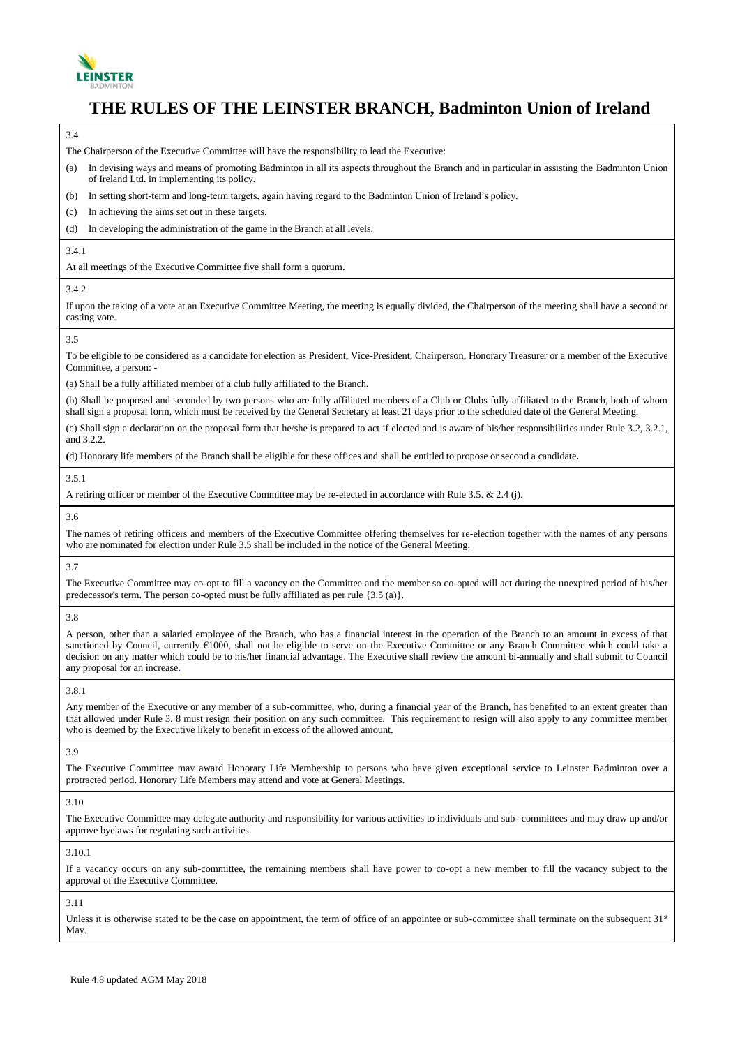# THE RULES OF THE LEINSTER BRANCH, Badminton Union of Ireland

3.4

The Chairperson of the Executive Committee will have the responsibility to lead the Executive:

(a) In devising ways and means of promoting Badminton in all its aspects throughout the Branch and in particular in assisting the Badminton Union of Ireland Ltd. in implementing its policy.

(b) In setting short-term and long-term targets, again having regard to the Badminton Union of Ireland's policy.

(c) In achieving the aims set out in these targets.

(d) In developing the administration of the game in the Branch at all levels.

3.4.1

At all meetings of the Executive Committee five shall form a quorum.

3.4.2

If upon the taking of a vote at an Executive Committee Meeting, the meeting is equally divided, the Chairperson of the meeting shall have a second or casting vote.

3.5

To be eligible to be considered as a candidate for election as President, Vice-President, Chairperson, Honorary Treasurer or a member of the Executive Committee, a person: -

(a) Shall be a fully affiliated member of a club fully affiliated to the Branch.

(b) Shall be proposed and seconded by two persons who are fully affiliated members of a Club or Clubs fully affiliated to the Branch, both of whom shall sign a proposal form, which must be received by the General Secretary at least 21 days prior to the scheduled date of the General Meeting.

(c) Shall sign a declaration on the proposal form that he/she is prepared to act if elected and is aware of his/her responsibilities under Rule 3.2, 3.2.1, and 3.2.2.

**(**d) Honorary life members of the Branch shall be eligible for these offices and shall be entitled to propose or second a candidate**.**

3.5.1

A retiring officer or member of the Executive Committee may be re-elected in accordance with Rule 3.5. & 2.4 (j).

3.6

The names of retiring officers and members of the Executive Committee offering themselves for re-election together with the names of any persons who are nominated for election under Rule 3.5 shall be included in the notice of the General Meeting.

3.7

The Executive Committee may co-opt to fill a vacancy on the Committee and the member so co-opted will act during the unexpired period of his/her predecessor's term. The person co-opted must be fully affiliated as per rule {3.5 (a)}.

3.8

A person, other than a salaried employee of the Branch, who has a financial interest in the operation of the Branch to an amount in excess of that sanctioned by Council, currently €1000, shall not be eligible to serve on the Executive Committee or any Branch Committee which could take a decision on any matter which could be to his/her financial advantage. The Executive shall review the amount bi-annually and shall submit to Council any proposal for an increase.

3.8.1

Any member of the Executive or any member of a sub-committee, who, during a financial year of the Branch, has benefited to an extent greater than that allowed under Rule 3. 8 must resign their position on any such committee. This requirement to resign will also apply to any committee member who is deemed by the Executive likely to benefit in excess of the allowed amount.

3.9

The Executive Committee may award Honorary Life Membership to persons who have given exceptional service to Leinster Badminton over a protracted period. Honorary Life Members may attend and vote at General Meetings.

3.10

The Executive Committee may delegate authority and responsibility for various activities to individuals and sub- committees and may draw up and/or approve byelaws for regulating such activities.

3.10.1

If a vacancy occurs on any sub-committee, the remaining members shall have power to co-opt a new member to fill the vacancy subject to the approval of the Executive Committee.

3.11

Unless it is otherwise stated to be the case on appointment, the term of office of an appointee or sub-committee shall terminate on the subsequent 31st May.

Rule 4.8 updated AGM May 2018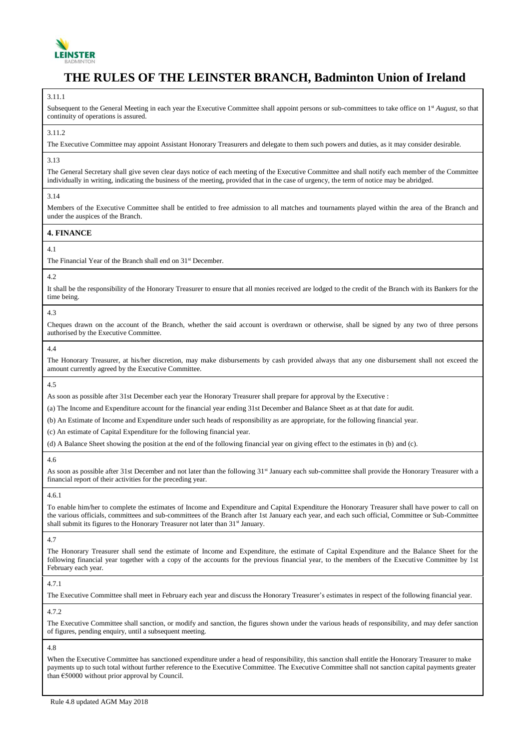# THE RULES OF THE LEINSTER BRANCH, Badminton Union of Ireland

3.11.1

Subsequent to the General Meeting in each year the Executive Committee shall appoint persons or sub-committees to take office on 1st *August*, so that continuity of operations is assured.

3.11.2

The Executive Committee may appoint Assistant Honorary Treasurers and delegate to them such powers and duties, as it may consider desirable.

3.13

The General Secretary shall give seven clear days notice of each meeting of the Executive Committee and shall notify each member of the Committee individually in writing, indicating the business of the meeting, provided that in the case of urgency, the term of notice may be abridged.

3.14

Members of the Executive Committee shall be entitled to free admission to all matches and tournaments played within the area of the Branch and under the auspices of the Branch.

**4. FINANCE**

4.1

The Financial Year of the Branch shall end on 31st December.

4.2

It shall be the responsibility of the Honorary Treasurer to ensure that all monies received are lodged to the credit of the Branch with its Bankers for the time being.

4.3

Cheques drawn on the account of the Branch, whether the said account is overdrawn or otherwise, shall be signed by any two of three persons authorised by the Executive Committee.

4.4

The Honorary Treasurer, at his/her discretion, may make disbursements by cash provided always that any one disbursement shall not exceed the amount currently agreed by the Executive Committee.

4.5

As soon as possible after 31st December each year the Honorary Treasurer shall prepare for approval by the Executive :

(a) The Income and Expenditure account for the financial year ending 31st December and Balance Sheet as at that date for audit.

(b) An Estimate of Income and Expenditure under such heads of responsibility as are appropriate, for the following financial year.

(c) An estimate of Capital Expenditure for the following financial year.

(d) A Balance Sheet showing the position at the end of the following financial year on giving effect to the estimates in (b) and (c).

4.6

As soon as possible after 31st December and not later than the following 31st January each sub-committee shall provide the Honorary Treasurer with a financial report of their activities for the preceding year.

4.6.1

To enable him/her to complete the estimates of Income and Expenditure and Capital Expenditure the Honorary Treasurer shall have power to call on the various officials, committees and sub-committees of the Branch after 1st January each year, and each such official, Committee or Sub-Committee shall submit its figures to the Honorary Treasurer not later than 31st January.

4.7

The Honorary Treasurer shall send the estimate of Income and Expenditure, the estimate of Capital Expenditure and the Balance Sheet for the following financial year together with a copy of the accounts for the previous financial year, to the members of the Executive Committee by 1st February each year.

4.7.1

The Executive Committee shall meet in February each year and discuss the Honorary Treasurer's estimates in respect of the following financial year.

4.7.2

The Executive Committee shall sanction, or modify and sanction, the figures shown under the various heads of responsibility, and may defer sanction of figures, pending enquiry, until a subsequent meeting.

4.8

When the Executive Committee has sanctioned expenditure under a head of responsibility, this sanction shall entitle the Honorary Treasurer to make payments up to such total without further reference to the Executive Committee. The Executive Committee shall not sanction capital payments greater than €50000 without prior approval by Council.

Rule 4.8 updated AGM May 2018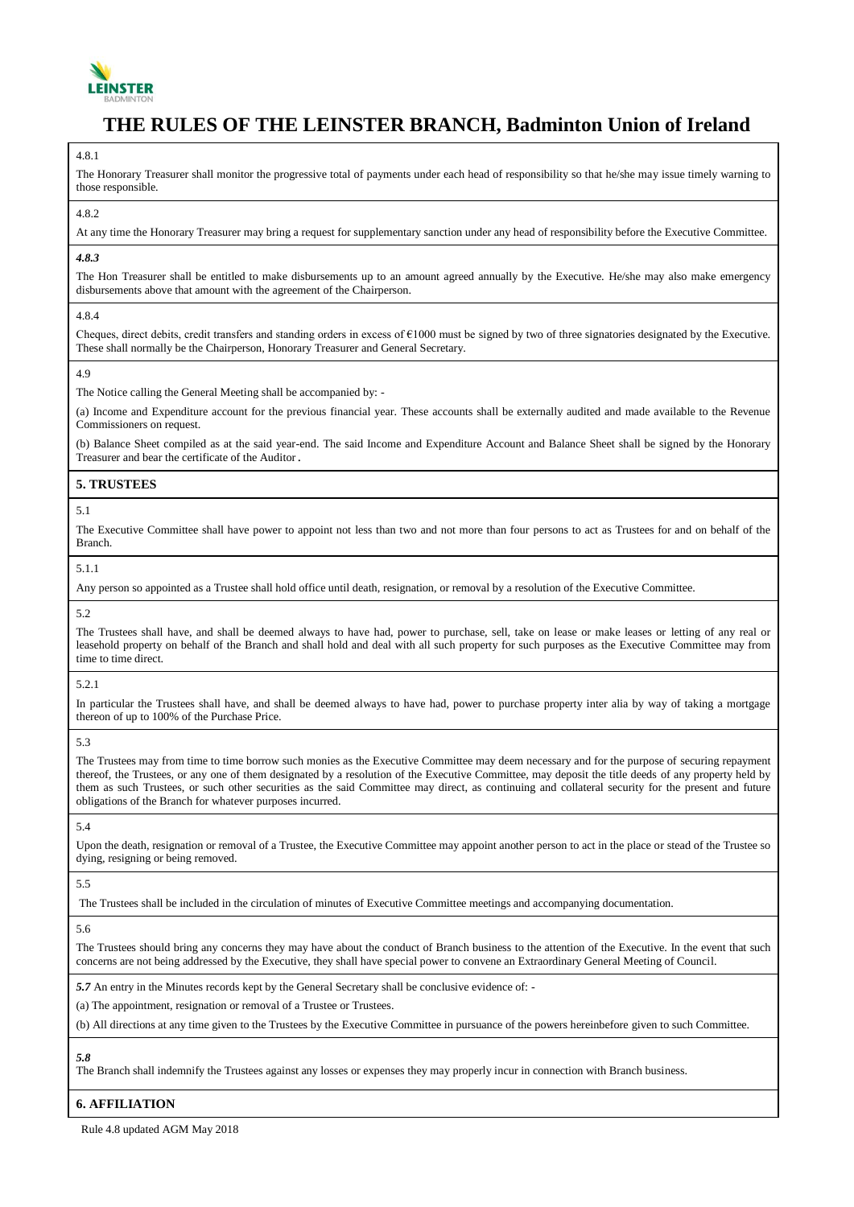# THE RULES OF THE LEINSTER BRANCH, Badminton Union of Ireland

4.8.1

The Honorary Treasurer shall monitor the progressive total of payments under each head of responsibility so that he/she may issue timely warning to those responsible.

4.8.2

At any time the Honorary Treasurer may bring a request for supplementary sanction under any head of responsibility before the Executive Committee.

***4.8.3***

The Hon Treasurer shall be entitled to make disbursements up to an amount agreed annually by the Executive. He/she may also make emergency disbursements above that amount with the agreement of the Chairperson.

4.8.4

Cheques, direct debits, credit transfers and standing orders in excess of €1000 must be signed by two of three signatories designated by the Executive. These shall normally be the Chairperson, Honorary Treasurer and General Secretary.

4.9

The Notice calling the General Meeting shall be accompanied by: -

(a) Income and Expenditure account for the previous financial year. These accounts shall be externally audited and made available to the Revenue Commissioners on request.

(b) Balance Sheet compiled as at the said year-end. The said Income and Expenditure Account and Balance Sheet shall be signed by the Honorary Treasurer and bear the certificate of the Auditor.

## 5. TRUSTEES

5.1

The Executive Committee shall have power to appoint not less than two and not more than four persons to act as Trustees for and on behalf of the Branch.

5.1.1

Any person so appointed as a Trustee shall hold office until death, resignation, or removal by a resolution of the Executive Committee.

5.2

The Trustees shall have, and shall be deemed always to have had, power to purchase, sell, take on lease or make leases or letting of any real or leasehold property on behalf of the Branch and shall hold and deal with all such property for such purposes as the Executive Committee may from time to time direct.

5.2.1

In particular the Trustees shall have, and shall be deemed always to have had, power to purchase property inter alia by way of taking a mortgage thereon of up to 100% of the Purchase Price.

5.3

The Trustees may from time to time borrow such monies as the Executive Committee may deem necessary and for the purpose of securing repayment thereof, the Trustees, or any one of them designated by a resolution of the Executive Committee, may deposit the title deeds of any property held by them as such Trustees, or such other securities as the said Committee may direct, as continuing and collateral security for the present and future obligations of the Branch for whatever purposes incurred.

5.4

Upon the death, resignation or removal of a Trustee, the Executive Committee may appoint another person to act in the place or stead of the Trustee so dying, resigning or being removed.

5.5

The Trustees shall be included in the circulation of minutes of Executive Committee meetings and accompanying documentation.

5.6

The Trustees should bring any concerns they may have about the conduct of Branch business to the attention of the Executive. In the event that such concerns are not being addressed by the Executive, they shall have special power to convene an Extraordinary General Meeting of Council.

***5.7*** An entry in the Minutes records kept by the General Secretary shall be conclusive evidence of: -

(a) The appointment, resignation or removal of a Trustee or Trustees.

(b) All directions at any time given to the Trustees by the Executive Committee in pursuance of the powers hereinbefore given to such Committee.

***5.8***

The Branch shall indemnify the Trustees against any losses or expenses they may properly incur in connection with Branch business.

## 6. AFFILIATION

Rule 4.8 updated AGM May 2018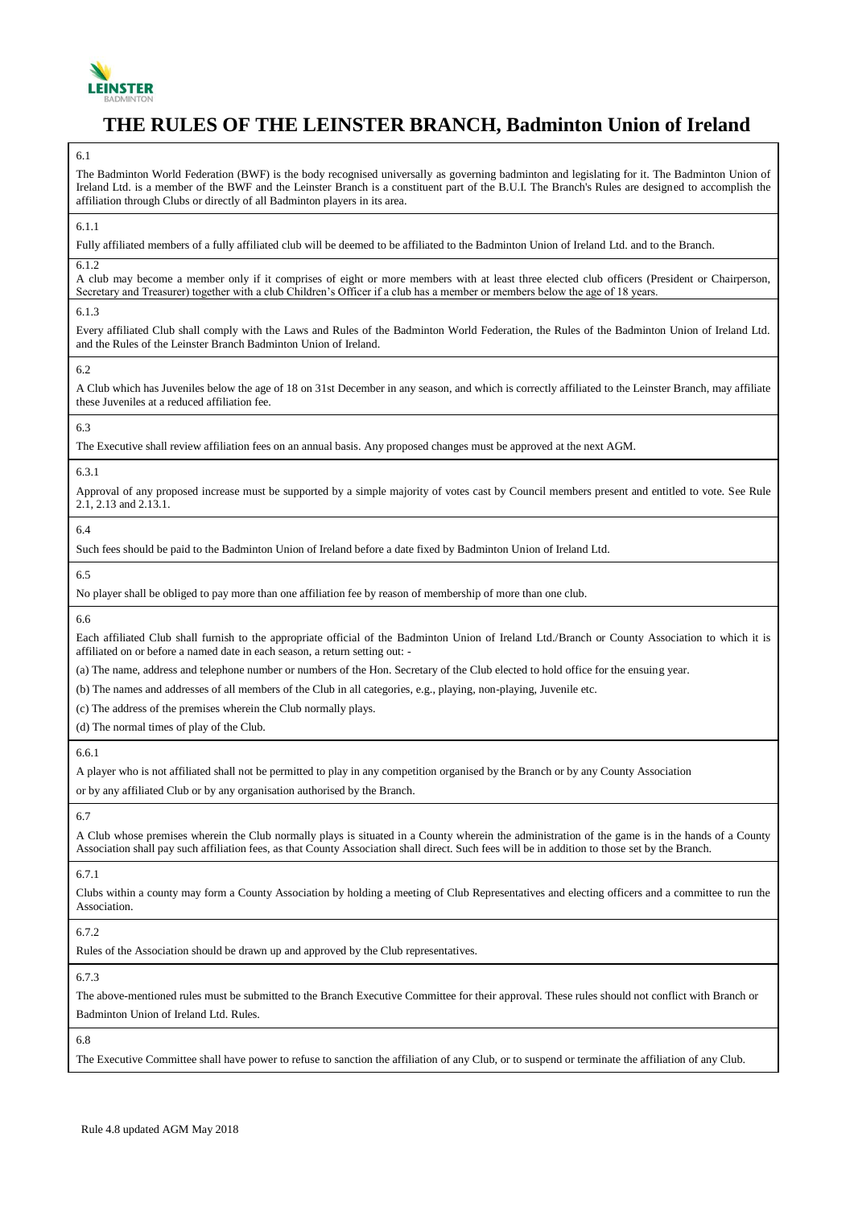# THE RULES OF THE LEINSTER BRANCH, Badminton Union of Ireland

6.1

The Badminton World Federation (BWF) is the body recognised universally as governing badminton and legislating for it. The Badminton Union of Ireland Ltd. is a member of the BWF and the Leinster Branch is a constituent part of the B.U.I. The Branch's Rules are designed to accomplish the affiliation through Clubs or directly of all Badminton players in its area.

6.1.1

Fully affiliated members of a fully affiliated club will be deemed to be affiliated to the Badminton Union of Ireland Ltd. and to the Branch.

6.1.2

A club may become a member only if it comprises of eight or more members with at least three elected club officers (President or Chairperson, Secretary and Treasurer) together with a club Children's Officer if a club has a member or members below the age of 18 years.

6.1.3

Every affiliated Club shall comply with the Laws and Rules of the Badminton World Federation, the Rules of the Badminton Union of Ireland Ltd. and the Rules of the Leinster Branch Badminton Union of Ireland.

6.2

A Club which has Juveniles below the age of 18 on 31st December in any season, and which is correctly affiliated to the Leinster Branch, may affiliate these Juveniles at a reduced affiliation fee.

6.3

The Executive shall review affiliation fees on an annual basis. Any proposed changes must be approved at the next AGM.

6.3.1

Approval of any proposed increase must be supported by a simple majority of votes cast by Council members present and entitled to vote. See Rule 2.1, 2.13 and 2.13.1.

6.4

Such fees should be paid to the Badminton Union of Ireland before a date fixed by Badminton Union of Ireland Ltd.

6.5

No player shall be obliged to pay more than one affiliation fee by reason of membership of more than one club.

6.6

Each affiliated Club shall furnish to the appropriate official of the Badminton Union of Ireland Ltd./Branch or County Association to which it is affiliated on or before a named date in each season, a return setting out: -

(a) The name, address and telephone number or numbers of the Hon. Secretary of the Club elected to hold office for the ensuing year.

(b) The names and addresses of all members of the Club in all categories, e.g., playing, non-playing, Juvenile etc.

(c) The address of the premises wherein the Club normally plays.

(d) The normal times of play of the Club.

6.6.1

A player who is not affiliated shall not be permitted to play in any competition organised by the Branch or by any County Association or by any affiliated Club or by any organisation authorised by the Branch.

6.7

A Club whose premises wherein the Club normally plays is situated in a County wherein the administration of the game is in the hands of a County Association shall pay such affiliation fees, as that County Association shall direct. Such fees will be in addition to those set by the Branch.

6.7.1

Clubs within a county may form a County Association by holding a meeting of Club Representatives and electing officers and a committee to run the Association.

6.7.2

Rules of the Association should be drawn up and approved by the Club representatives.

6.7.3

The above-mentioned rules must be submitted to the Branch Executive Committee for their approval. These rules should not conflict with Branch or Badminton Union of Ireland Ltd. Rules.

6.8

The Executive Committee shall have power to refuse to sanction the affiliation of any Club, or to suspend or terminate the affiliation of any Club.

Rule 4.8 updated AGM May 2018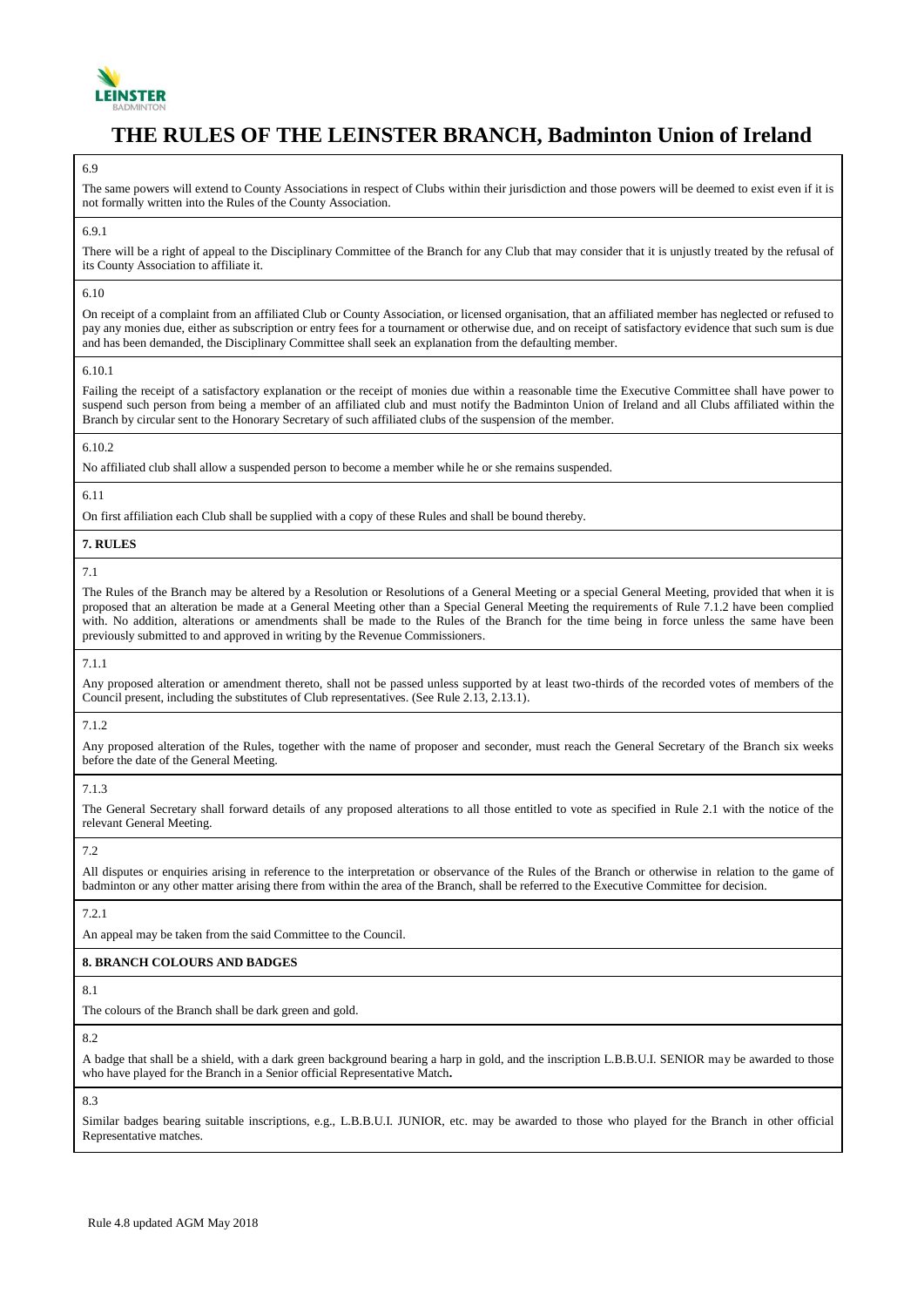6.9

The same powers will extend to County Associations in respect of Clubs within their jurisdiction and those powers will be deemed to exist even if it is not formally written into the Rules of the County Association.

6.9.1

There will be a right of appeal to the Disciplinary Committee of the Branch for any Club that may consider that it is unjustly treated by the refusal of its County Association to affiliate it.

6.10

On receipt of a complaint from an affiliated Club or County Association, or licensed organisation, that an affiliated member has neglected or refused to pay any monies due, either as subscription or entry fees for a tournament or otherwise due, and on receipt of satisfactory evidence that such sum is due and has been demanded, the Disciplinary Committee shall seek an explanation from the defaulting member.

6.10.1

Failing the receipt of a satisfactory explanation or the receipt of monies due within a reasonable time the Executive Committee shall have power to suspend such person from being a member of an affiliated club and must notify the Badminton Union of Ireland and all Clubs affiliated within the Branch by circular sent to the Honorary Secretary of such affiliated clubs of the suspension of the member.

6.10.2

No affiliated club shall allow a suspended person to become a member while he or she remains suspended.

6.11

On first affiliation each Club shall be supplied with a copy of these Rules and shall be bound thereby.

**7. RULES**

7.1

The Rules of the Branch may be altered by a Resolution or Resolutions of a General Meeting or a special General Meeting, provided that when it is proposed that an alteration be made at a General Meeting other than a Special General Meeting the requirements of Rule 7.1.2 have been complied with. No addition, alterations or amendments shall be made to the Rules of the Branch for the time being in force unless the same have been previously submitted to and approved in writing by the Revenue Commissioners.

7.1.1

Any proposed alteration or amendment thereto, shall not be passed unless supported by at least two-thirds of the recorded votes of members of the Council present, including the substitutes of Club representatives. (See Rule 2.13, 2.13.1).

7.1.2

Any proposed alteration of the Rules, together with the name of proposer and seconder, must reach the General Secretary of the Branch six weeks before the date of the General Meeting.

7.1.3

The General Secretary shall forward details of any proposed alterations to all those entitled to vote as specified in Rule 2.1 with the notice of the relevant General Meeting.

7.2

All disputes or enquiries arising in reference to the interpretation or observance of the Rules of the Branch or otherwise in relation to the game of badminton or any other matter arising there from within the area of the Branch, shall be referred to the Executive Committee for decision.

7.2.1

An appeal may be taken from the said Committee to the Council.

**8. BRANCH COLOURS AND BADGES**

8.1

The colours of the Branch shall be dark green and gold.

8.2

A badge that shall be a shield, with a dark green background bearing a harp in gold, and the inscription L.B.B.U.I. SENIOR may be awarded to those who have played for the Branch in a Senior official Representative Match.

8.3

Similar badges bearing suitable inscriptions, e.g., L.B.B.U.I. JUNIOR, etc. may be awarded to those who played for the Branch in other official Representative matches.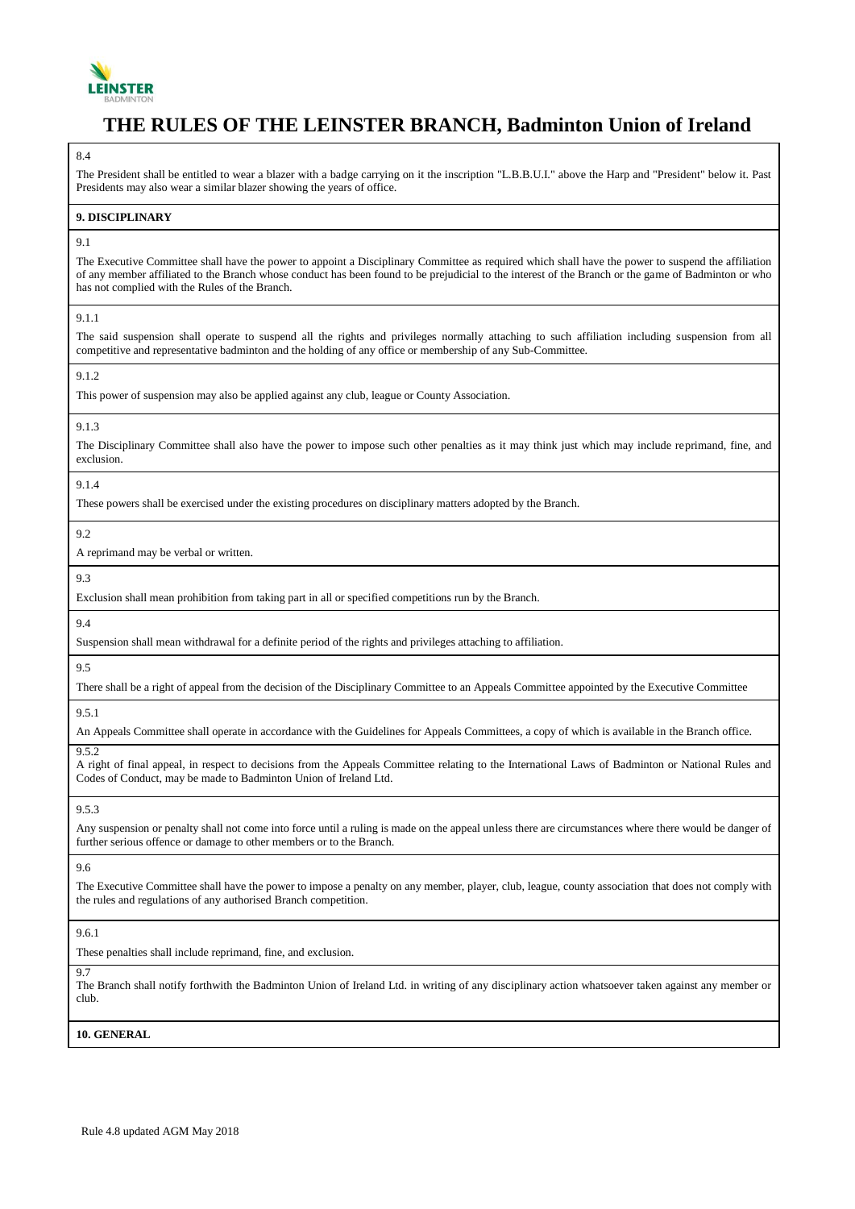8.4

The President shall be entitled to wear a blazer with a badge carrying on it the inscription "L.B.B.U.I." above the Harp and "President" below it. Past Presidents may also wear a similar blazer showing the years of office.

**9. DISCIPLINARY**

9.1

The Executive Committee shall have the power to appoint a Disciplinary Committee as required which shall have the power to suspend the affiliation of any member affiliated to the Branch whose conduct has been found to be prejudicial to the interest of the Branch or the game of Badminton or who has not complied with the Rules of the Branch.

9.1.1

The said suspension shall operate to suspend all the rights and privileges normally attaching to such affiliation including suspension from all competitive and representative badminton and the holding of any office or membership of any Sub-Committee.

9.1.2

This power of suspension may also be applied against any club, league or County Association.

9.1.3

The Disciplinary Committee shall also have the power to impose such other penalties as it may think just which may include reprimand, fine, and exclusion.

9.1.4

These powers shall be exercised under the existing procedures on disciplinary matters adopted by the Branch.

9.2

A reprimand may be verbal or written.

9.3

Exclusion shall mean prohibition from taking part in all or specified competitions run by the Branch.

9.4

Suspension shall mean withdrawal for a definite period of the rights and privileges attaching to affiliation.

9.5

There shall be a right of appeal from the decision of the Disciplinary Committee to an Appeals Committee appointed by the Executive Committee

9.5.1

An Appeals Committee shall operate in accordance with the Guidelines for Appeals Committees, a copy of which is available in the Branch office.

9.5.2

A right of final appeal, in respect to decisions from the Appeals Committee relating to the International Laws of Badminton or National Rules and Codes of Conduct, may be made to Badminton Union of Ireland Ltd.

9.5.3

Any suspension or penalty shall not come into force until a ruling is made on the appeal unless there are circumstances where there would be danger of further serious offence or damage to other members or to the Branch.

9.6

The Executive Committee shall have the power to impose a penalty on any member, player, club, league, county association that does not comply with the rules and regulations of any authorised Branch competition.

9.6.1

These penalties shall include reprimand, fine, and exclusion.

9.7

The Branch shall notify forthwith the Badminton Union of Ireland Ltd. in writing of any disciplinary action whatsoever taken against any member or club.

**10. GENERAL**

Rule 4.8 updated AGM May 2018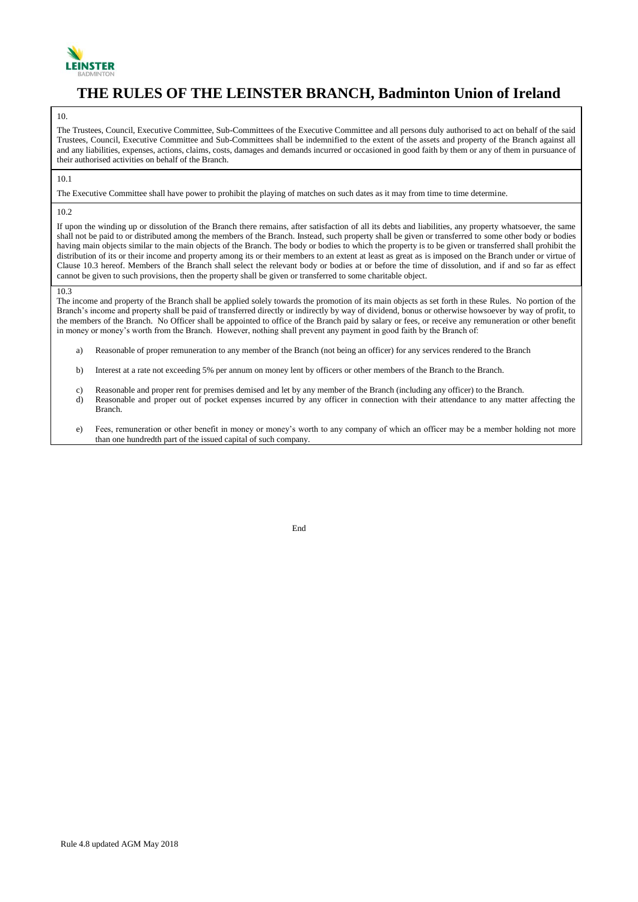# THE RULES OF THE LEINSTER BRANCH, Badminton Union of Ireland

10.

The Trustees, Council, Executive Committee, Sub-Committees of the Executive Committee and all persons duly authorised to act on behalf of the said Trustees, Council, Executive Committee and Sub-Committees shall be indemnified to the extent of the assets and property of the Branch against all and any liabilities, expenses, actions, claims, costs, damages and demands incurred or occasioned in good faith by them or any of them in pursuance of their authorised activities on behalf of the Branch.

10.1

The Executive Committee shall have power to prohibit the playing of matches on such dates as it may from time to time determine.

10.2

If upon the winding up or dissolution of the Branch there remains, after satisfaction of all its debts and liabilities, any property whatsoever, the same shall not be paid to or distributed among the members of the Branch. Instead, such property shall be given or transferred to some other body or bodies having main objects similar to the main objects of the Branch. The body or bodies to which the property is to be given or transferred shall prohibit the distribution of its or their income and property among its or their members to an extent at least as great as is imposed on the Branch under or virtue of Clause 10.3 hereof. Members of the Branch shall select the relevant body or bodies at or before the time of dissolution, and if and so far as effect cannot be given to such provisions, then the property shall be given or transferred to some charitable object.

10.3

The income and property of the Branch shall be applied solely towards the promotion of its main objects as set forth in these Rules. No portion of the Branch's income and property shall be paid of transferred directly or indirectly by way of dividend, bonus or otherwise howsoever by way of profit, to the members of the Branch. No Officer shall be appointed to office of the Branch paid by salary or fees, or receive any remuneration or other benefit in money or money's worth from the Branch. However, nothing shall prevent any payment in good faith by the Branch of:

a) Reasonable of proper remuneration to any member of the Branch (not being an officer) for any services rendered to the Branch

b) Interest at a rate not exceeding 5% per annum on money lent by officers or other members of the Branch to the Branch.

c) Reasonable and proper rent for premises demised and let by any member of the Branch (including any officer) to the Branch.

d) Reasonable and proper out of pocket expenses incurred by any officer in connection with their attendance to any matter affecting the Branch.

e) Fees, remuneration or other benefit in money or money's worth to any company of which an officer may be a member holding not more than one hundredth part of the issued capital of such company.

End

Rule 4.8 updated AGM May 2018